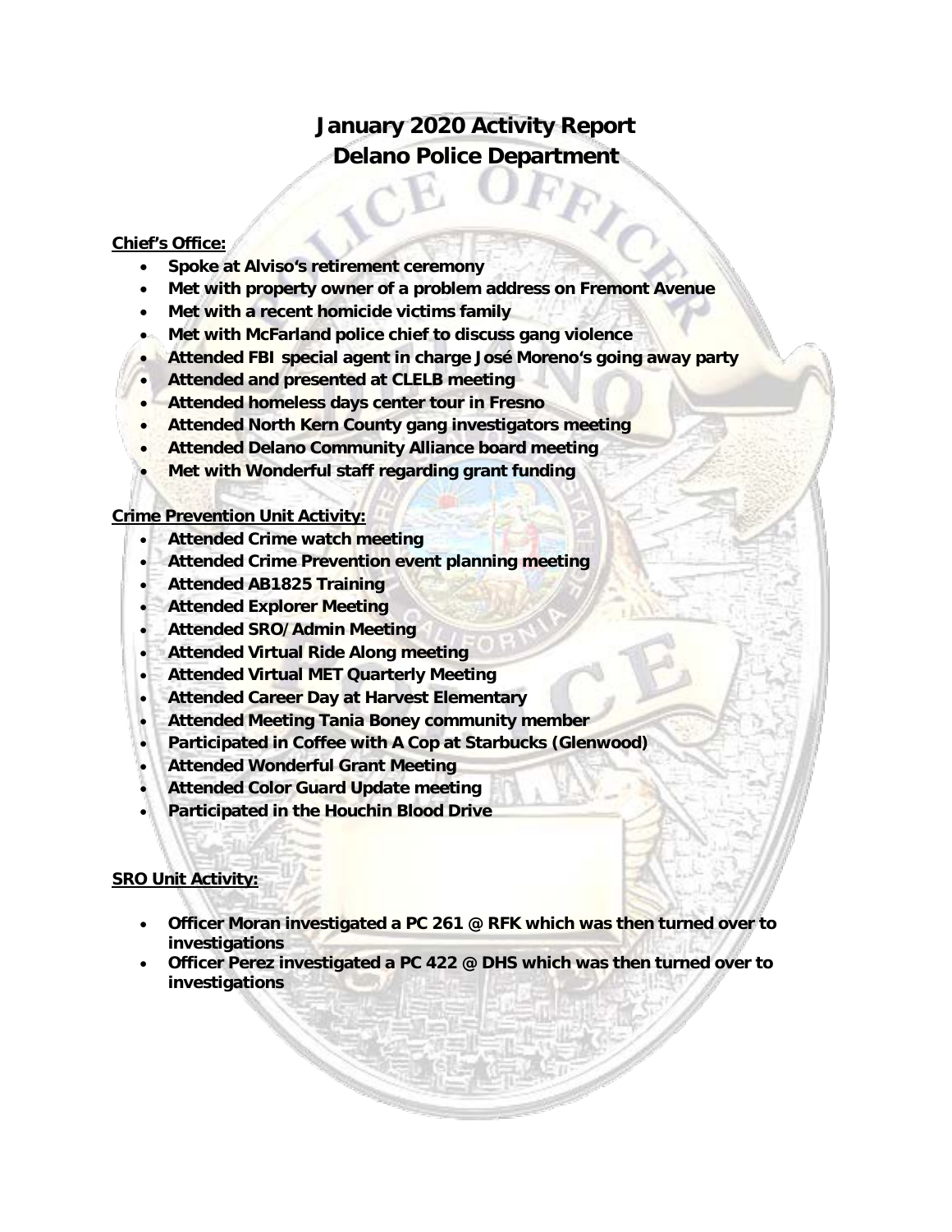# January 2020 Activity Report
# Delano Police Department

**Chief's Office:**

- **Spoke at Alviso's retirement ceremony**
- **Met with property owner of a problem address on Fremont Avenue**
- **Met with a recent homicide victims family**
- **Met with McFarland police chief to discuss gang violence**
- **Attended FBI special agent in charge José Moreno's going away party**
- **Attended and presented at CLELB meeting**
- **Attended homeless days center tour in Fresno**
- **Attended North Kern County gang investigators meeting**
- **Attended Delano Community Alliance board meeting**
- **Met with Wonderful staff regarding grant funding**

**Crime Prevention Unit Activity:**

- **Attended Crime watch meeting**
- **Attended Crime Prevention event planning meeting**
- **Attended AB1825 Training**
- **Attended Explorer Meeting**
- **Attended SRO/Admin Meeting**
- **Attended Virtual Ride Along meeting**
- **Attended Virtual MET Quarterly Meeting**
- **Attended Career Day at Harvest Elementary**
- **Attended Meeting Tania Boney community member**
- **Participated in Coffee with A Cop at Starbucks (Glenwood)**
- **Attended Wonderful Grant Meeting**
- **Attended Color Guard Update meeting**
- **Participated in the Houchin Blood Drive**

**SRO Unit Activity:**

- **Officer Moran investigated a PC 261 @ RFK which was then turned over to investigations**
- **Officer Perez investigated a PC 422 @ DHS which was then turned over to investigations**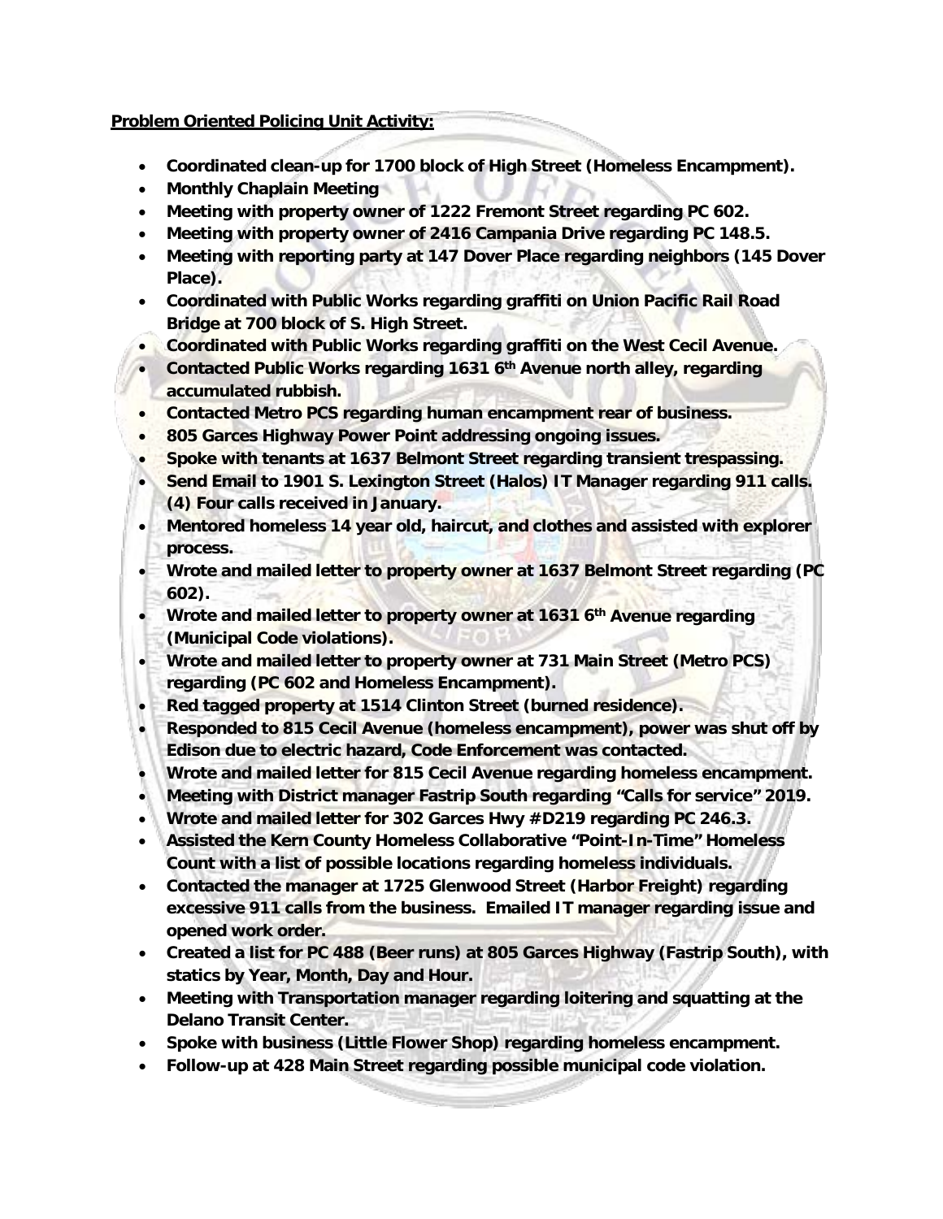**Problem Oriented Policing Unit Activity:**

- **Coordinated clean-up for 1700 block of High Street (Homeless Encampment).**
- **Monthly Chaplain Meeting**
- **Meeting with property owner of 1222 Fremont Street regarding PC 602.**
- **Meeting with property owner of 2416 Campania Drive regarding PC 148.5.**
- **Meeting with reporting party at 147 Dover Place regarding neighbors (145 Dover Place).**
- **Coordinated with Public Works regarding graffiti on Union Pacific Rail Road Bridge at 700 block of S. High Street.**
- **Coordinated with Public Works regarding graffiti on the West Cecil Avenue.**
- **Contacted Public Works regarding 1631 6th Avenue north alley, regarding accumulated rubbish.**
- **Contacted Metro PCS regarding human encampment rear of business.**
- **805 Garces Highway Power Point addressing ongoing issues.**
- **Spoke with tenants at 1637 Belmont Street regarding transient trespassing.**
- **Send Email to 1901 S. Lexington Street (Halos) IT Manager regarding 911 calls. (4) Four calls received in January.**
- **Mentored homeless 14 year old, haircut, and clothes and assisted with explorer process.**
- **Wrote and mailed letter to property owner at 1637 Belmont Street regarding (PC 602).**
- **Wrote and mailed letter to property owner at 1631 6th Avenue regarding (Municipal Code violations).**
- **Wrote and mailed letter to property owner at 731 Main Street (Metro PCS) regarding (PC 602 and Homeless Encampment).**
- **Red tagged property at 1514 Clinton Street (burned residence).**
- **Responded to 815 Cecil Avenue (homeless encampment), power was shut off by Edison due to electric hazard, Code Enforcement was contacted.**
- **Wrote and mailed letter for 815 Cecil Avenue regarding homeless encampment.**
- **Meeting with District manager Fastrip South regarding "Calls for service" 2019.**
- **Wrote and mailed letter for 302 Garces Hwy #D219 regarding PC 246.3.**
- **Assisted the Kern County Homeless Collaborative "Point-In-Time" Homeless Count with a list of possible locations regarding homeless individuals.**
- **Contacted the manager at 1725 Glenwood Street (Harbor Freight) regarding excessive 911 calls from the business. Emailed IT manager regarding issue and opened work order.**
- **Created a list for PC 488 (Beer runs) at 805 Garces Highway (Fastrip South), with statics by Year, Month, Day and Hour.**
- **Meeting with Transportation manager regarding loitering and squatting at the Delano Transit Center.**
- **Spoke with business (Little Flower Shop) regarding homeless encampment.**
- **Follow-up at 428 Main Street regarding possible municipal code violation.**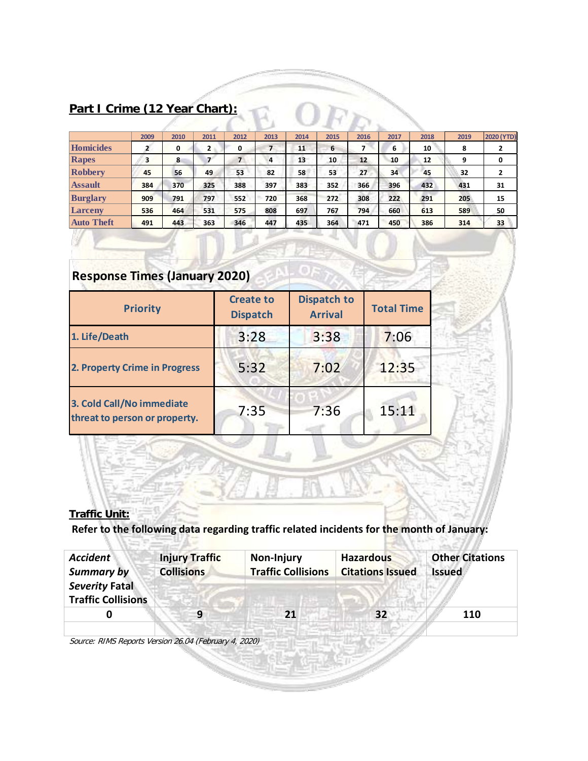**Part I Crime (12 Year Chart):**

| | 2009 | 2010 | 2011 | 2012 | 2013 | 2014 | 2015 | 2016 | 2017 | 2018 | 2019 | 2020 (YTD) |
|---|---|---|---|---|---|---|---|---|---|---|---|---|
| Homicides | 2 | 0 | 2 | 0 | 7 | 11 | 6 | 7 | 6 | 10 | 8 | 2 |
| Rapes | 3 | 8 | 7 | 7 | 4 | 13 | 10 | 12 | 10 | 12 | 9 | 0 |
| Robbery | 45 | 56 | 49 | 53 | 82 | 58 | 53 | 27 | 34 | 45 | 32 | 2 |
| Assault | 384 | 370 | 325 | 388 | 397 | 383 | 352 | 366 | 396 | 432 | 431 | 31 |
| Burglary | 909 | 791 | 797 | 552 | 720 | 368 | 272 | 308 | 222 | 291 | 205 | 15 |
| Larceny | 536 | 464 | 531 | 575 | 808 | 697 | 767 | 794 | 660 | 613 | 589 | 50 |
| Auto Theft | 491 | 443 | 363 | 346 | 447 | 435 | 364 | 471 | 450 | 386 | 314 | 33 |

## Response Times (January 2020)

| Priority | Create to Dispatch | Dispatch to Arrival | Total Time |
|---|---|---|---|
| 1. Life/Death | 3:28 | 3:38 | 7:06 |
| 2. Property Crime in Progress | 5:32 | 7:02 | 12:35 |
| 3. Cold Call/No immediate threat to person or property. | 7:35 | 7:36 | 15:11 |

**Traffic Unit:**

**Refer to the following data regarding traffic related incidents for the month of January:**

| *Accident Summary by Severity* Fatal Traffic Collisions | Injury Traffic Collisions | Non-Injury Traffic Collisions | Hazardous Citations Issued | Other Citations Issued |
|---|---|---|---|---|
| 0 | 9 | 21 | 32 | 110 |

*Source: RIMS Reports Version 26.04 (February 4, 2020)*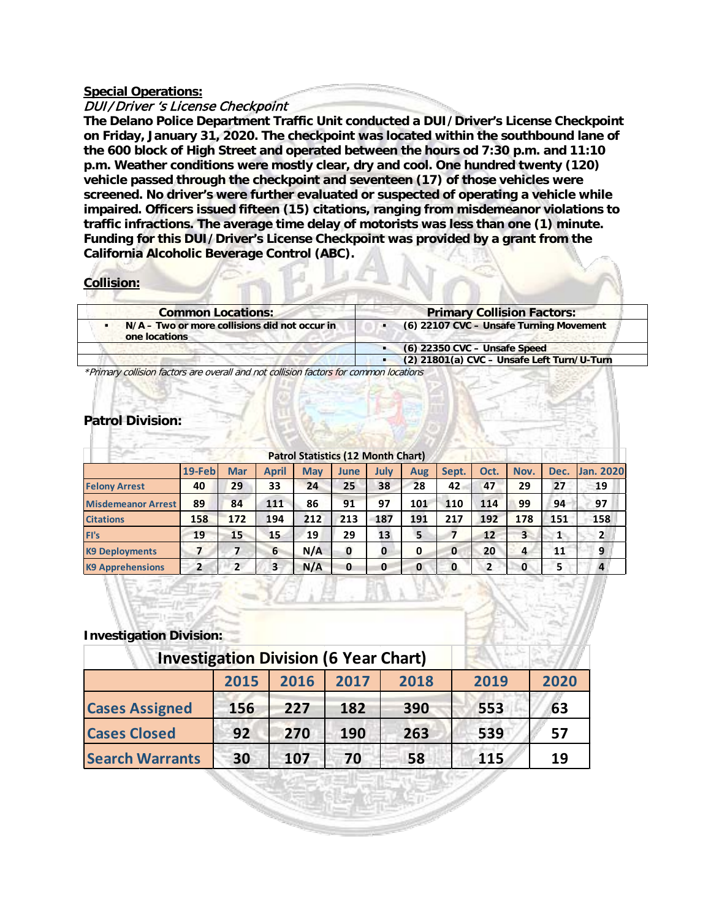**Special Operations:**

*DUI/Driver 's License Checkpoint*

**The Delano Police Department Traffic Unit conducted a DUI/Driver's License Checkpoint on Friday, January 31, 2020. The checkpoint was located within the southbound lane of the 600 block of High Street and operated between the hours od 7:30 p.m. and 11:10 p.m. Weather conditions were mostly clear, dry and cool. One hundred twenty (120) vehicle passed through the checkpoint and seventeen (17) of those vehicles were screened. No driver's were further evaluated or suspected of operating a vehicle while impaired. Officers issued fifteen (15) citations, ranging from misdemeanor violations to traffic infractions. The average time delay of motorists was less than one (1) minute. Funding for this DUI/Driver's License Checkpoint was provided by a grant from the California Alcoholic Beverage Control (ABC).**

**Collision:**

| Common Locations: | Primary Collision Factors: |
|---|---|
| ▪ N/A – Two or more collisions did not occur in one locations | ▪ (6) 22107 CVC – Unsafe Turning Movement |
| | ▪ (6) 22350 CVC – Unsafe Speed |
| | ▪ (2) 21801(a) CVC – Unsafe Left Turn/U-Turn |

*\*Primary collision factors are overall and not collision factors for common locations*

**Patrol Division:**

| Patrol Statistics (12 Month Chart) | | | | | | | | | | | | |
|---|---|---|---|---|---|---|---|---|---|---|---|---|
| | 19-Feb | Mar | April | May | June | July | Aug | Sept. | Oct. | Nov. | Dec. | Jan. 2020 |
| Felony Arrest | 40 | 29 | 33 | 24 | 25 | 38 | 28 | 42 | 47 | 29 | 27 | 19 |
| Misdemeanor Arrest | 89 | 84 | 111 | 86 | 91 | 97 | 101 | 110 | 114 | 99 | 94 | 97 |
| Citations | 158 | 172 | 194 | 212 | 213 | 187 | 191 | 217 | 192 | 178 | 151 | 158 |
| FI's | 19 | 15 | 15 | 19 | 29 | 13 | 5 | 7 | 12 | 3 | 1 | 2 |
| K9 Deployments | 7 | 7 | 6 | N/A | 0 | 0 | 0 | 0 | 20 | 4 | 11 | 9 |
| K9 Apprehensions | 2 | 2 | 3 | N/A | 0 | 0 | 0 | 0 | 2 | 0 | 5 | 4 |

**Investigation Division:**

| Investigation Division (6 Year Chart) | | | | | | |
|---|---|---|---|---|---|---|
| | 2015 | 2016 | 2017 | 2018 | 2019 | 2020 |
| Cases Assigned | 156 | 227 | 182 | 390 | 553 | 63 |
| Cases Closed | 92 | 270 | 190 | 263 | 539 | 57 |
| Search Warrants | 30 | 107 | 70 | 58 | 115 | 19 |